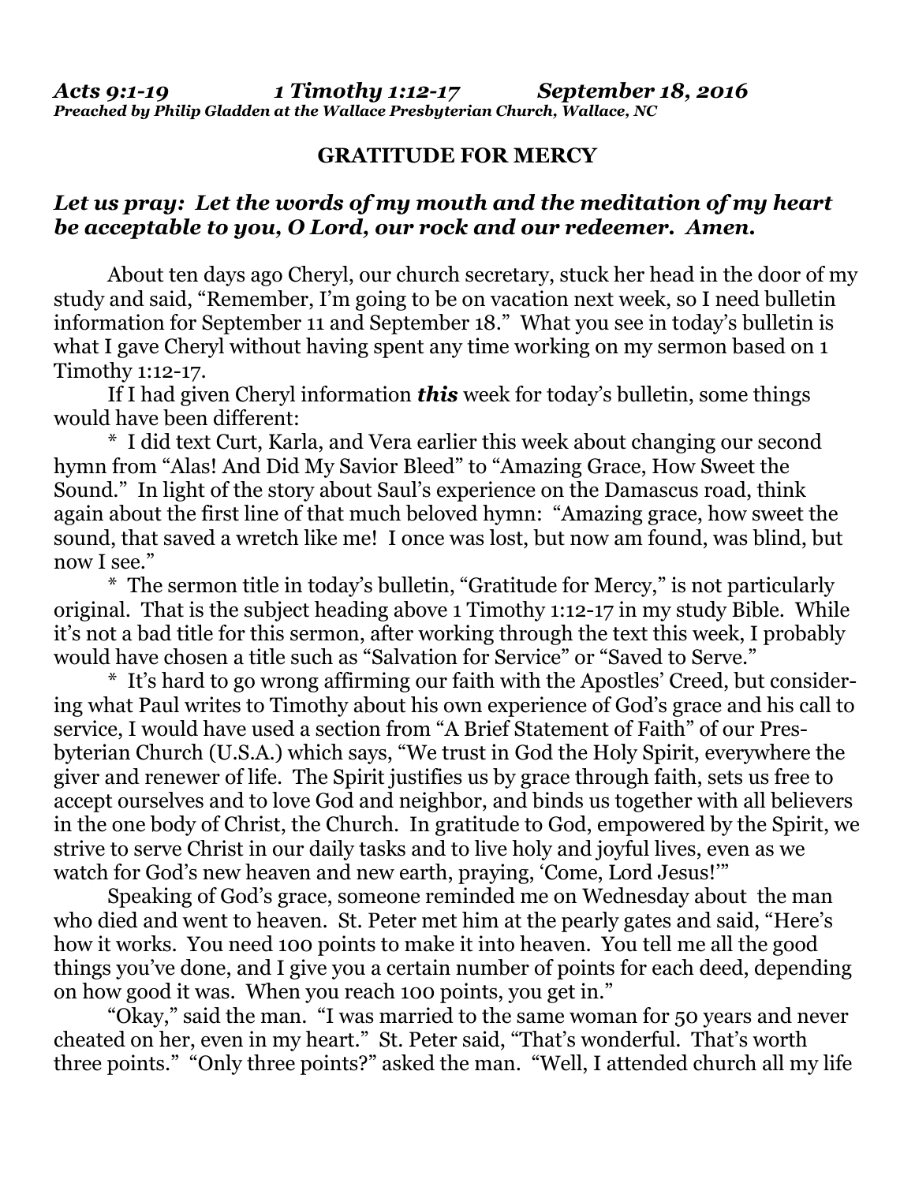***Acts 9:1-19 1 Timothy 1:12-17 September 18, 2016***
***Preached by Philip Gladden at the Wallace Presbyterian Church, Wallace, NC***

## GRATITUDE FOR MERCY

### *Let us pray: Let the words of my mouth and the meditation of my heart be acceptable to you, O Lord, our rock and our redeemer. Amen.*

About ten days ago Cheryl, our church secretary, stuck her head in the door of my study and said, "Remember, I'm going to be on vacation next week, so I need bulletin information for September 11 and September 18." What you see in today's bulletin is what I gave Cheryl without having spent any time working on my sermon based on 1 Timothy 1:12-17.

If I had given Cheryl information ***this*** week for today's bulletin, some things would have been different:

\* I did text Curt, Karla, and Vera earlier this week about changing our second hymn from "Alas! And Did My Savior Bleed" to "Amazing Grace, How Sweet the Sound." In light of the story about Saul's experience on the Damascus road, think again about the first line of that much beloved hymn: "Amazing grace, how sweet the sound, that saved a wretch like me! I once was lost, but now am found, was blind, but now I see."

\* The sermon title in today's bulletin, "Gratitude for Mercy," is not particularly original. That is the subject heading above 1 Timothy 1:12-17 in my study Bible. While it's not a bad title for this sermon, after working through the text this week, I probably would have chosen a title such as "Salvation for Service" or "Saved to Serve."

\* It's hard to go wrong affirming our faith with the Apostles' Creed, but considering what Paul writes to Timothy about his own experience of God's grace and his call to service, I would have used a section from "A Brief Statement of Faith" of our Presbyterian Church (U.S.A.) which says, "We trust in God the Holy Spirit, everywhere the giver and renewer of life. The Spirit justifies us by grace through faith, sets us free to accept ourselves and to love God and neighbor, and binds us together with all believers in the one body of Christ, the Church. In gratitude to God, empowered by the Spirit, we strive to serve Christ in our daily tasks and to live holy and joyful lives, even as we watch for God's new heaven and new earth, praying, 'Come, Lord Jesus!'"

Speaking of God's grace, someone reminded me on Wednesday about the man who died and went to heaven. St. Peter met him at the pearly gates and said, "Here's how it works. You need 100 points to make it into heaven. You tell me all the good things you've done, and I give you a certain number of points for each deed, depending on how good it was. When you reach 100 points, you get in."

"Okay," said the man. "I was married to the same woman for 50 years and never cheated on her, even in my heart." St. Peter said, "That's wonderful. That's worth three points." "Only three points?" asked the man. "Well, I attended church all my life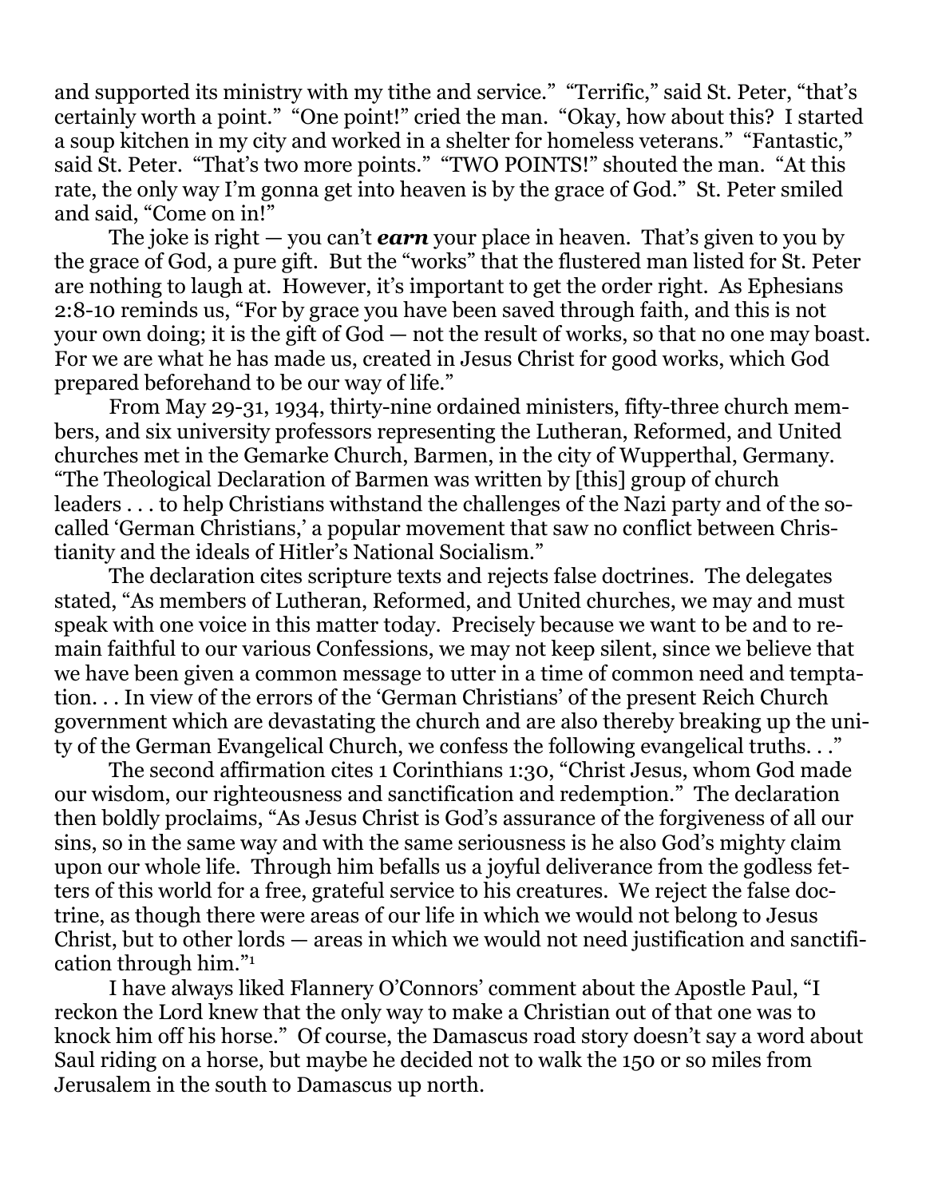and supported its ministry with my tithe and service." "Terrific," said St. Peter, "that's certainly worth a point." "One point!" cried the man. "Okay, how about this? I started a soup kitchen in my city and worked in a shelter for homeless veterans." "Fantastic," said St. Peter. "That's two more points." "TWO POINTS!" shouted the man. "At this rate, the only way I'm gonna get into heaven is by the grace of God." St. Peter smiled and said, "Come on in!"

The joke is right — you can't ***earn*** your place in heaven. That's given to you by the grace of God, a pure gift. But the "works" that the flustered man listed for St. Peter are nothing to laugh at. However, it's important to get the order right. As Ephesians 2:8-10 reminds us, "For by grace you have been saved through faith, and this is not your own doing; it is the gift of God — not the result of works, so that no one may boast. For we are what he has made us, created in Jesus Christ for good works, which God prepared beforehand to be our way of life."

From May 29-31, 1934, thirty-nine ordained ministers, fifty-three church members, and six university professors representing the Lutheran, Reformed, and United churches met in the Gemarke Church, Barmen, in the city of Wupperthal, Germany. "The Theological Declaration of Barmen was written by [this] group of church leaders . . . to help Christians withstand the challenges of the Nazi party and of the so-called 'German Christians,' a popular movement that saw no conflict between Christianity and the ideals of Hitler's National Socialism."

The declaration cites scripture texts and rejects false doctrines. The delegates stated, "As members of Lutheran, Reformed, and United churches, we may and must speak with one voice in this matter today. Precisely because we want to be and to remain faithful to our various Confessions, we may not keep silent, since we believe that we have been given a common message to utter in a time of common need and temptation. . . In view of the errors of the 'German Christians' of the present Reich Church government which are devastating the church and are also thereby breaking up the unity of the German Evangelical Church, we confess the following evangelical truths. . ."

The second affirmation cites 1 Corinthians 1:30, "Christ Jesus, whom God made our wisdom, our righteousness and sanctification and redemption." The declaration then boldly proclaims, "As Jesus Christ is God's assurance of the forgiveness of all our sins, so in the same way and with the same seriousness is he also God's mighty claim upon our whole life. Through him befalls us a joyful deliverance from the godless fetters of this world for a free, grateful service to his creatures. We reject the false doctrine, as though there were areas of our life in which we would not belong to Jesus Christ, but to other lords — areas in which we would not need justification and sanctification through him."[1]

I have always liked Flannery O'Connors' comment about the Apostle Paul, "I reckon the Lord knew that the only way to make a Christian out of that one was to knock him off his horse." Of course, the Damascus road story doesn't say a word about Saul riding on a horse, but maybe he decided not to walk the 150 or so miles from Jerusalem in the south to Damascus up north.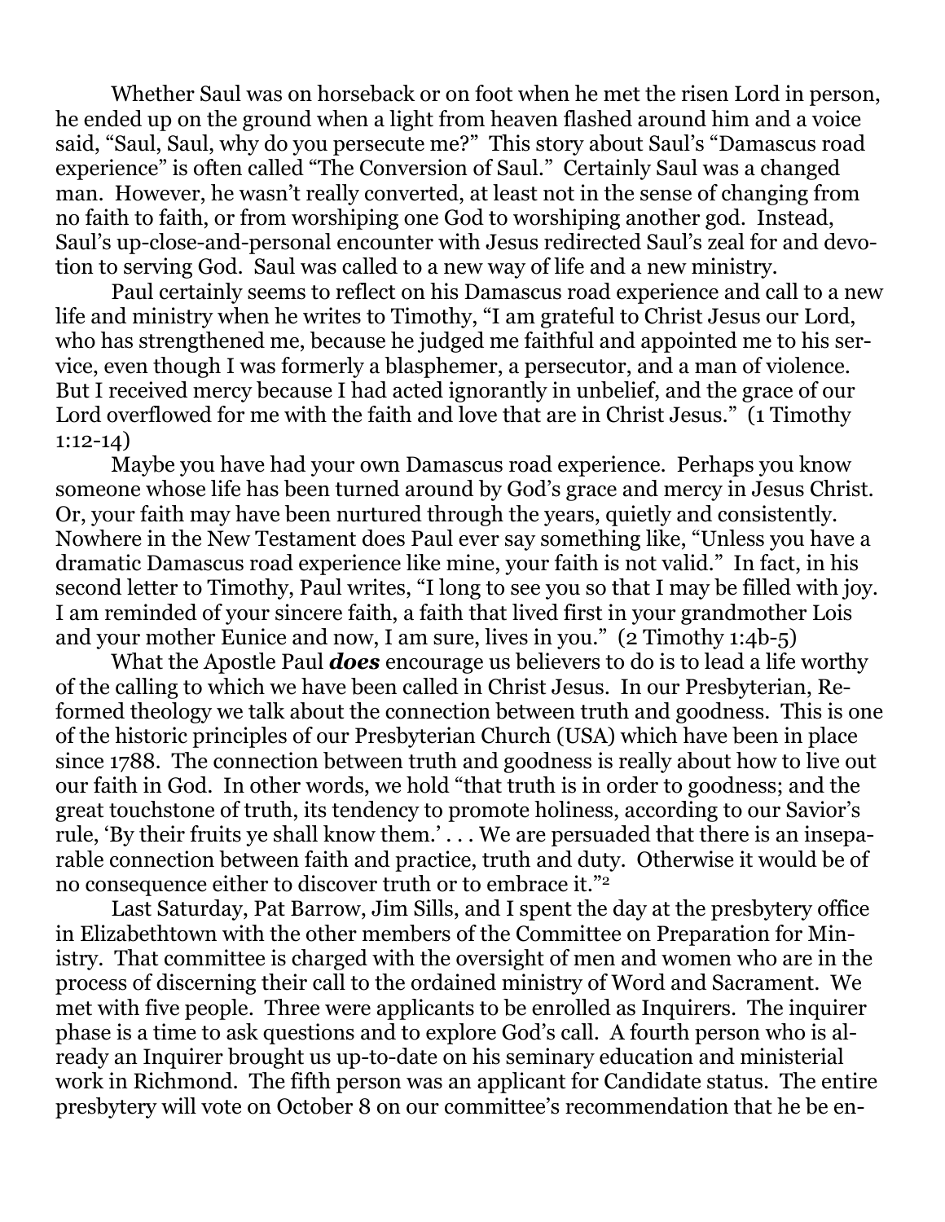Whether Saul was on horseback or on foot when he met the risen Lord in person, he ended up on the ground when a light from heaven flashed around him and a voice said, "Saul, Saul, why do you persecute me?" This story about Saul's "Damascus road experience" is often called "The Conversion of Saul." Certainly Saul was a changed man. However, he wasn't really converted, at least not in the sense of changing from no faith to faith, or from worshiping one God to worshiping another god. Instead, Saul's up-close-and-personal encounter with Jesus redirected Saul's zeal for and devotion to serving God. Saul was called to a new way of life and a new ministry.

Paul certainly seems to reflect on his Damascus road experience and call to a new life and ministry when he writes to Timothy, "I am grateful to Christ Jesus our Lord, who has strengthened me, because he judged me faithful and appointed me to his service, even though I was formerly a blasphemer, a persecutor, and a man of violence. But I received mercy because I had acted ignorantly in unbelief, and the grace of our Lord overflowed for me with the faith and love that are in Christ Jesus." (1 Timothy 1:12-14)

Maybe you have had your own Damascus road experience. Perhaps you know someone whose life has been turned around by God's grace and mercy in Jesus Christ. Or, your faith may have been nurtured through the years, quietly and consistently. Nowhere in the New Testament does Paul ever say something like, "Unless you have a dramatic Damascus road experience like mine, your faith is not valid." In fact, in his second letter to Timothy, Paul writes, "I long to see you so that I may be filled with joy. I am reminded of your sincere faith, a faith that lived first in your grandmother Lois and your mother Eunice and now, I am sure, lives in you." (2 Timothy 1:4b-5)

What the Apostle Paul ***does*** encourage us believers to do is to lead a life worthy of the calling to which we have been called in Christ Jesus. In our Presbyterian, Reformed theology we talk about the connection between truth and goodness. This is one of the historic principles of our Presbyterian Church (USA) which have been in place since 1788. The connection between truth and goodness is really about how to live out our faith in God. In other words, we hold "that truth is in order to goodness; and the great touchstone of truth, its tendency to promote holiness, according to our Savior's rule, 'By their fruits ye shall know them.' . . . We are persuaded that there is an inseparable connection between faith and practice, truth and duty. Otherwise it would be of no consequence either to discover truth or to embrace it."[2]

Last Saturday, Pat Barrow, Jim Sills, and I spent the day at the presbytery office in Elizabethtown with the other members of the Committee on Preparation for Ministry. That committee is charged with the oversight of men and women who are in the process of discerning their call to the ordained ministry of Word and Sacrament. We met with five people. Three were applicants to be enrolled as Inquirers. The inquirer phase is a time to ask questions and to explore God's call. A fourth person who is already an Inquirer brought us up-to-date on his seminary education and ministerial work in Richmond. The fifth person was an applicant for Candidate status. The entire presbytery will vote on October 8 on our committee's recommendation that he be en-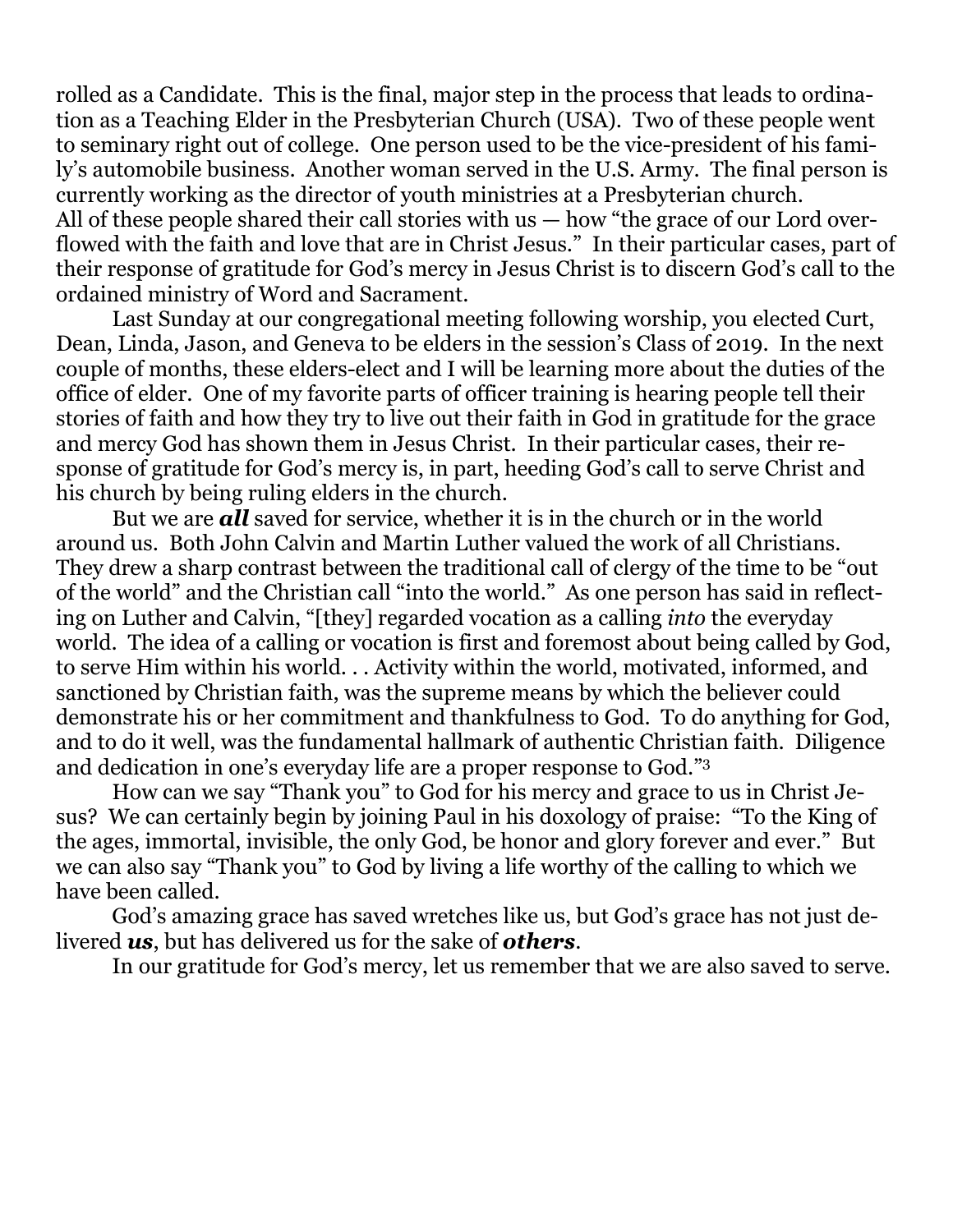rolled as a Candidate. This is the final, major step in the process that leads to ordination as a Teaching Elder in the Presbyterian Church (USA). Two of these people went to seminary right out of college. One person used to be the vice-president of his family's automobile business. Another woman served in the U.S. Army. The final person is currently working as the director of youth ministries at a Presbyterian church.
All of these people shared their call stories with us — how "the grace of our Lord overflowed with the faith and love that are in Christ Jesus." In their particular cases, part of their response of gratitude for God's mercy in Jesus Christ is to discern God's call to the ordained ministry of Word and Sacrament.

Last Sunday at our congregational meeting following worship, you elected Curt, Dean, Linda, Jason, and Geneva to be elders in the session's Class of 2019. In the next couple of months, these elders-elect and I will be learning more about the duties of the office of elder. One of my favorite parts of officer training is hearing people tell their stories of faith and how they try to live out their faith in God in gratitude for the grace and mercy God has shown them in Jesus Christ. In their particular cases, their response of gratitude for God's mercy is, in part, heeding God's call to serve Christ and his church by being ruling elders in the church.

But we are ***all*** saved for service, whether it is in the church or in the world around us. Both John Calvin and Martin Luther valued the work of all Christians. They drew a sharp contrast between the traditional call of clergy of the time to be "out of the world" and the Christian call "into the world." As one person has said in reflecting on Luther and Calvin, "[they] regarded vocation as a calling *into* the everyday world. The idea of a calling or vocation is first and foremost about being called by God, to serve Him within his world. . . Activity within the world, motivated, informed, and sanctioned by Christian faith, was the supreme means by which the believer could demonstrate his or her commitment and thankfulness to God. To do anything for God, and to do it well, was the fundamental hallmark of authentic Christian faith. Diligence and dedication in one's everyday life are a proper response to God."[3]

How can we say "Thank you" to God for his mercy and grace to us in Christ Jesus? We can certainly begin by joining Paul in his doxology of praise: "To the King of the ages, immortal, invisible, the only God, be honor and glory forever and ever." But we can also say "Thank you" to God by living a life worthy of the calling to which we have been called.

God's amazing grace has saved wretches like us, but God's grace has not just delivered ***us***, but has delivered us for the sake of ***others***.

In our gratitude for God's mercy, let us remember that we are also saved to serve.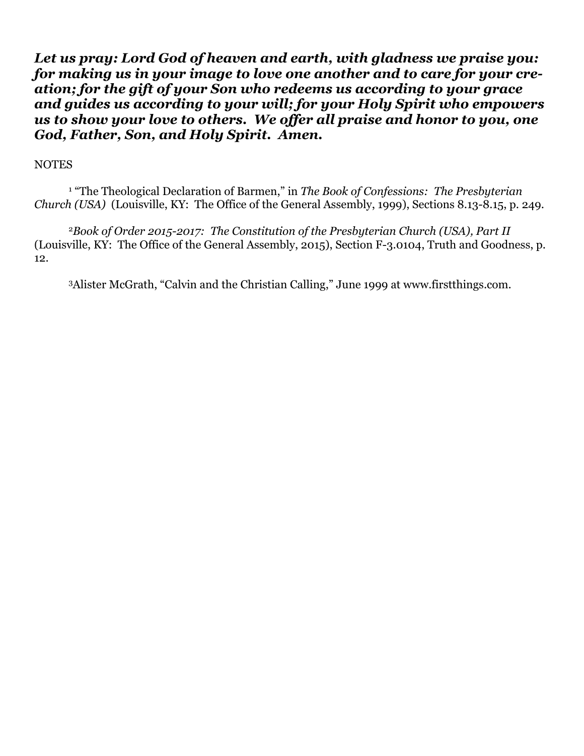***Let us pray: Lord God of heaven and earth, with gladness we praise you: for making us in your image to love one another and to care for your creation; for the gift of your Son who redeems us according to your grace and guides us according to your will; for your Holy Spirit who empowers us to show your love to others. We offer all praise and honor to you, one God, Father, Son, and Holy Spirit. Amen.***

NOTES

[1] "The Theological Declaration of Barmen," in *The Book of Confessions: The Presbyterian Church (USA)* (Louisville, KY: The Office of the General Assembly, 1999), Sections 8.13-8.15, p. 249.

[2] *Book of Order 2015-2017: The Constitution of the Presbyterian Church (USA), Part II* (Louisville, KY: The Office of the General Assembly, 2015), Section F-3.0104, Truth and Goodness, p. 12.

[3] Alister McGrath, "Calvin and the Christian Calling," June 1999 at www.firstthings.com.